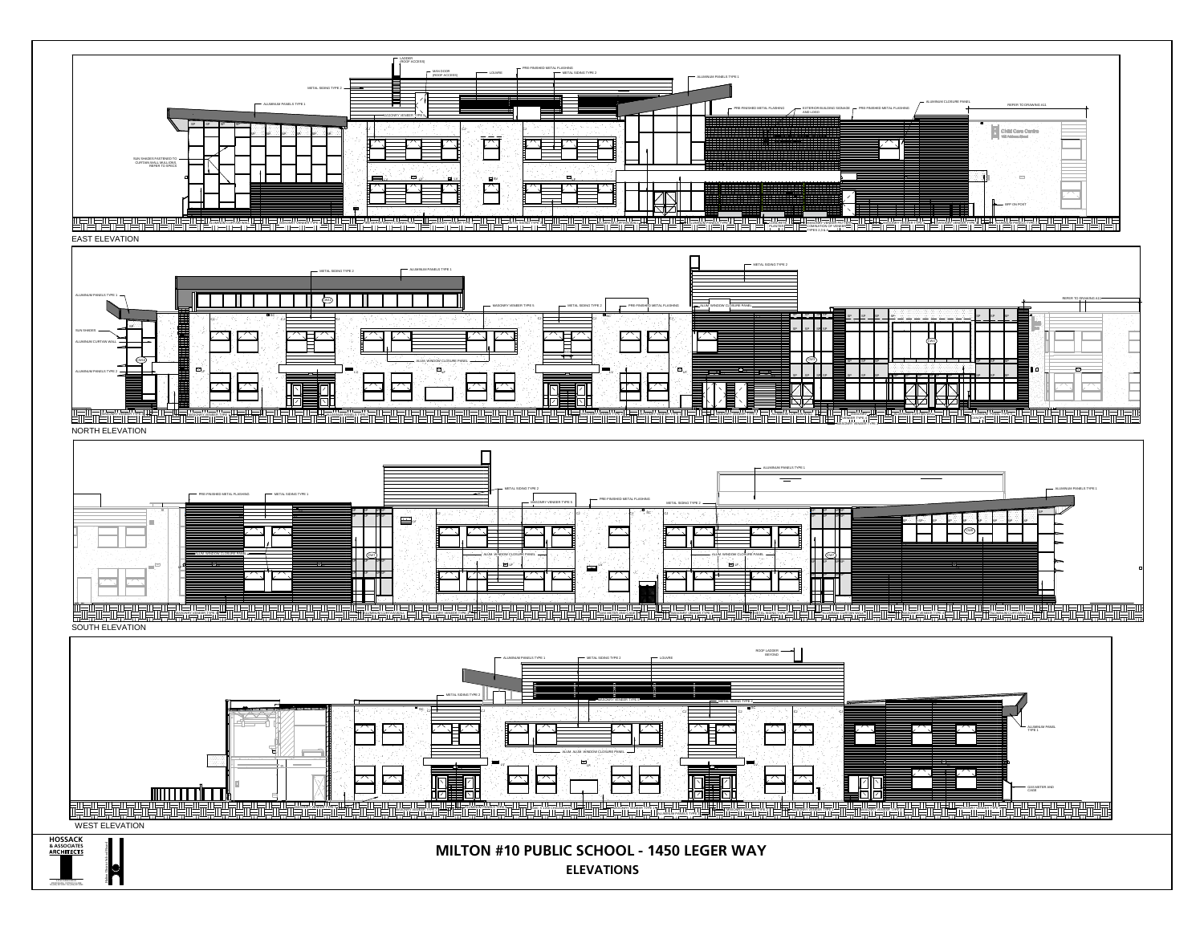EAST ELEVATION

NORTH ELEVATION

SOUTH ELEVATION

WEST ELEVATION

HOSSACK & ASSOCIATES ARCHITECTS

# MILTON #10 PUBLIC SCHOOL - 1450 LEGER WAY

## ELEVATIONS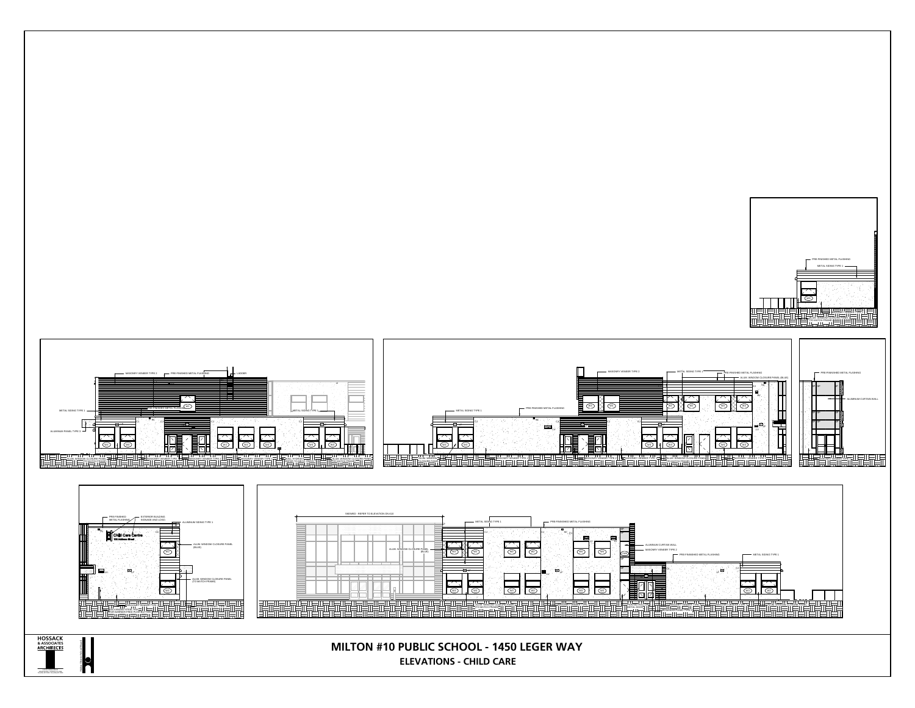PRE-FINISHED METAL FLASHING

METAL SIDING TYPE 1

MASONRY VENEER TYPE 2

PRE-FINISHED METAL FLASHING

LADDER

METAL SIDING TYPE 1

ALUMINUM PANEL TYPE 3

METAL SIDING TYPE 1

MASONRY VENEER TYPE 2

METAL SIDING TYPE 1

PRE-FINISHED METAL FLASHING

ALUM. WINDOW CLOSURE PANEL (BLUE)

METAL SIDING TYPE 1

PRE-FINISHED METAL FLASHING

PRE-FINISHED METAL FLASHING

ALUMINUM CURTAIN WALL

PRE-FINISHED METAL FLASHING

EXTERIOR BUILDING SIGNAGE AND LOGO

ALUMINUM SIDING TYPE 1

Child Care Centre

100 Address Street

ALUM. WINDOW CLOSURE PANEL (BLUE)

ALUM. WINDOW CLOSURE PANEL (TO MATCH FRAME)

SKEWED - REFER TO ELEVATION ON A3.0

METAL SIDING TYPE 1

PRE-FINISHED METAL FLASHING

ALUM. WINDOW CLOSURE PANEL (BLUE)

ALUMINUM CURTAIN WALL

MASONRY VENEER TYPE 2

PRE-FINISHED METAL FLASHING

METAL SIDING TYPE 1

HOSSACK & ASSOCIATES ARCHITECTS

# MILTON #10 PUBLIC SCHOOL - 1450 LEGER WAY

## ELEVATIONS - CHILD CARE